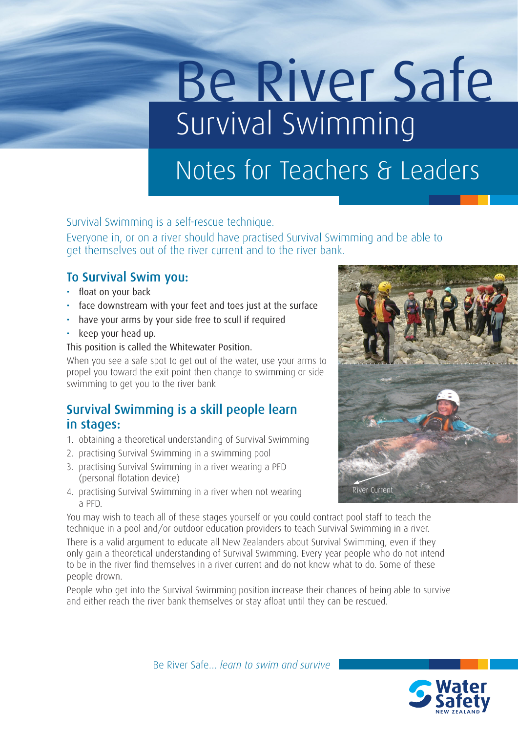# Be River Safe

## Survival Swimming

## Notes for Teachers & Leaders

Survival Swimming is a self-rescue technique.

Everyone in, or on a river should have practised Survival Swimming and be able to get themselves out of the river current and to the river bank.

### To Survival Swim you:

- float on your back
- face downstream with your feet and toes just at the surface
- have your arms by your side free to scull if required
- keep your head up.

This position is called the Whitewater Position.

When you see a safe spot to get out of the water, use your arms to propel you toward the exit point then change to swimming or side swimming to get you to the river bank

### Survival Swimming is a skill people learn in stages:

1. obtaining a theoretical understanding of Survival Swimming
2. practising Survival Swimming in a swimming pool
3. practising Survival Swimming in a river wearing a PFD (personal flotation device)
4. practising Survival Swimming in a river when not wearing a PFD.

River Current

You may wish to teach all of these stages yourself or you could contract pool staff to teach the technique in a pool and/or outdoor education providers to teach Survival Swimming in a river.

There is a valid argument to educate all New Zealanders about Survival Swimming, even if they only gain a theoretical understanding of Survival Swimming. Every year people who do not intend to be in the river find themselves in a river current and do not know what to do. Some of these people drown.

People who get into the Survival Swimming position increase their chances of being able to survive and either reach the river bank themselves or stay afloat until they can be rescued.

Be River Safe... *learn to swim and survive*

Water Safety NEW ZEALAND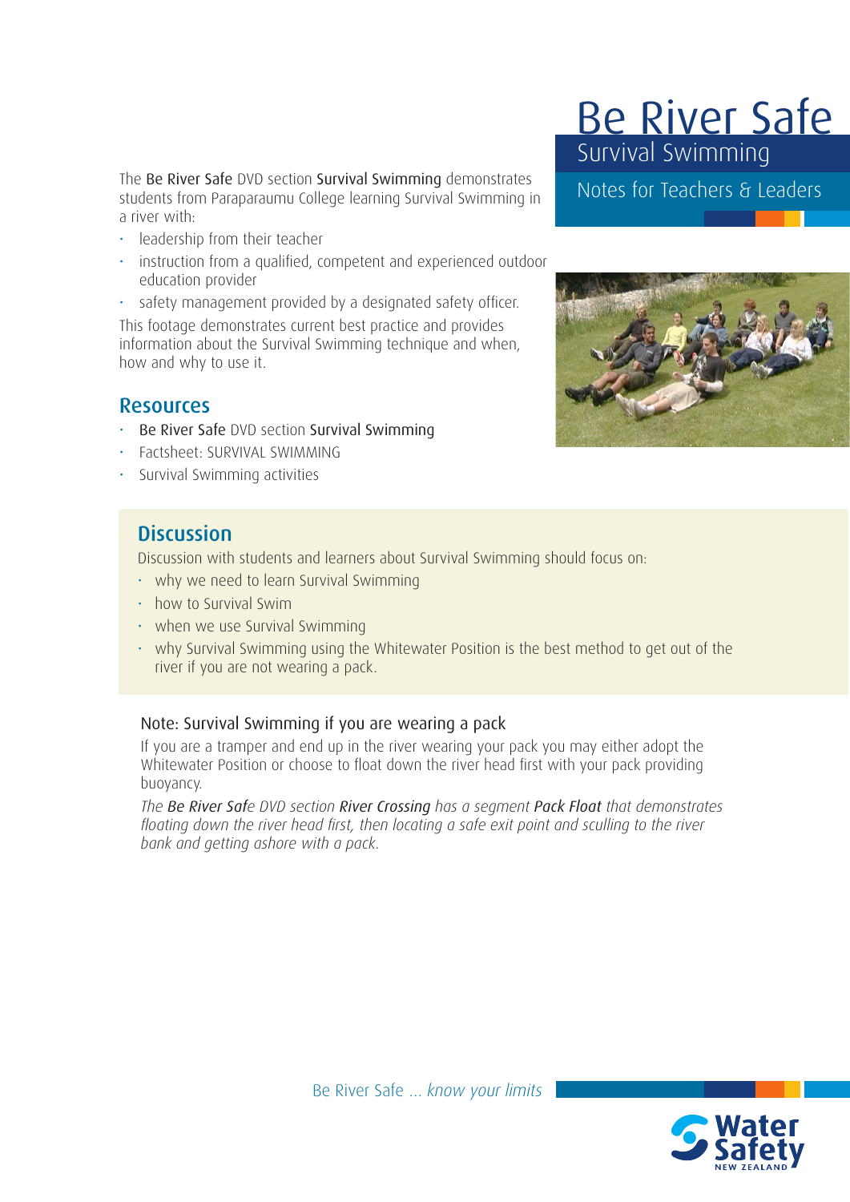# Be River Safe

## Survival Swimming

Notes for Teachers & Leaders

The Be River Safe DVD section Survival Swimming demonstrates students from Paraparaumu College learning Survival Swimming in a river with:

- leadership from their teacher
- instruction from a qualified, competent and experienced outdoor education provider
- safety management provided by a designated safety officer.

This footage demonstrates current best practice and provides information about the Survival Swimming technique and when, how and why to use it.

## Resources

- Be River Safe DVD section Survival Swimming
- Factsheet: SURVIVAL SWIMMING
- Survival Swimming activities

## Discussion

Discussion with students and learners about Survival Swimming should focus on:

- why we need to learn Survival Swimming
- how to Survival Swim
- when we use Survival Swimming
- why Survival Swimming using the Whitewater Position is the best method to get out of the river if you are not wearing a pack.

### Note: Survival Swimming if you are wearing a pack

If you are a tramper and end up in the river wearing your pack you may either adopt the Whitewater Position or choose to float down the river head first with your pack providing buoyancy.

*The **Be River Safe** DVD section **River Crossing** has a segment **Pack Float** that demonstrates floating down the river head first, then locating a safe exit point and sculling to the river bank and getting ashore with a pack.*

Be River Safe ... *know your limits*

Water Safety NEW ZEALAND